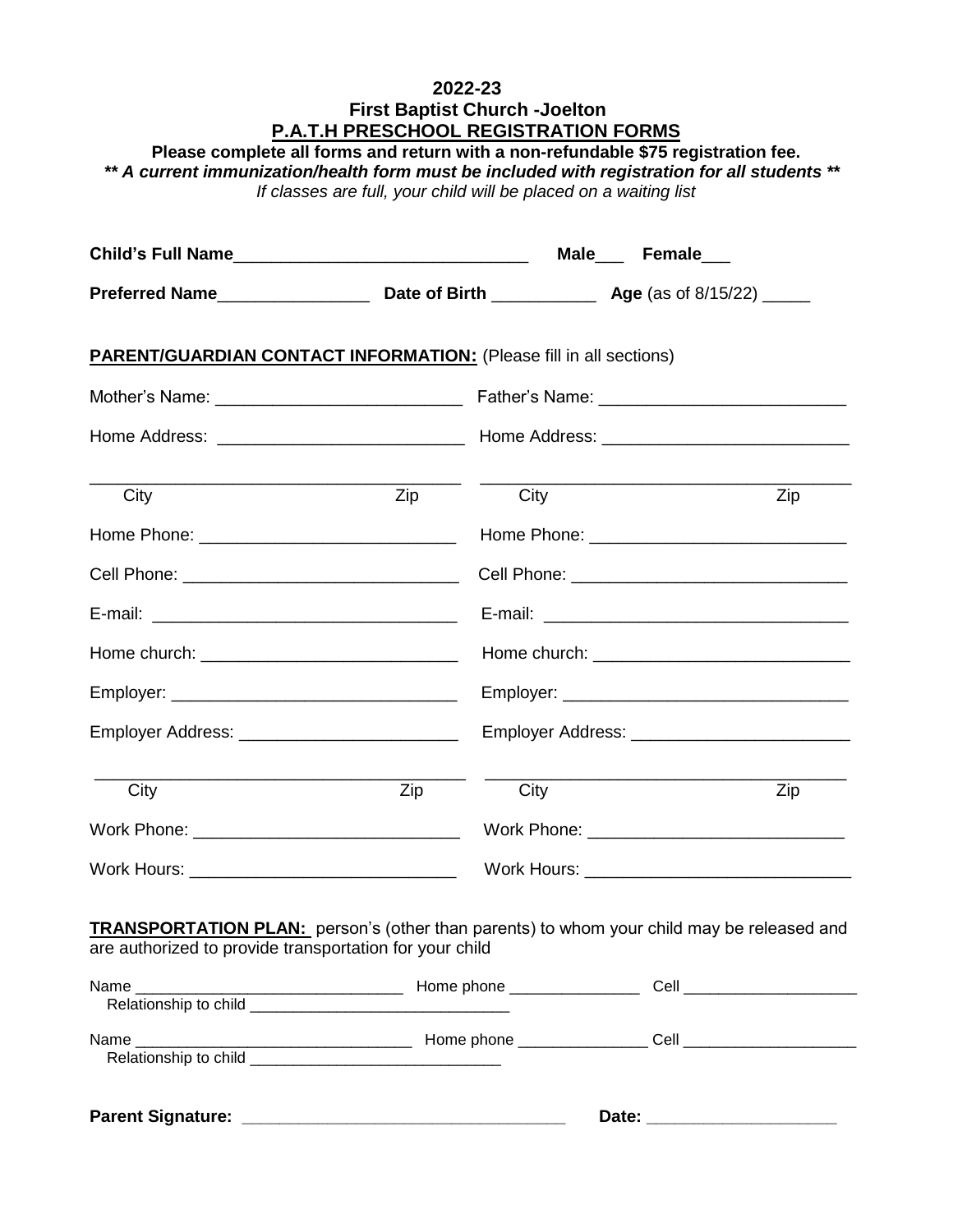# 2022-23

## First Baptist Church -Joelton

## P.A.T.H PRESCHOOL REGISTRATION FORMS

**Please complete all forms and return with a non-refundable $75 registration fee.**

***\*\* A current immunization/health form must be included with registration for all students \*\****

*If classes are full, your child will be placed on a waiting list*

**Child's Full Name**_______________________________ **Male**___ **Female**___

**Preferred Name**________________ **Date of Birth** ___________ **Age** (as of 8/15/22) _____

**PARENT/GUARDIAN CONTACT INFORMATION:** (Please fill in all sections)

| Mother | Father |
|---|---|
| Mother's Name: _________________________ | Father's Name: _________________________ |
| Home Address: _________________________ | Home Address: _________________________ |
| _________________________________ City Zip | _________________________________ City Zip |
| Home Phone: __________________________ | Home Phone: __________________________ |
| Cell Phone: ____________________________ | Cell Phone: ____________________________ |
| E-mail: _______________________________ | E-mail: _______________________________ |
| Home church: __________________________ | Home church: __________________________ |
| Employer: _____________________________ | Employer: _____________________________ |
| Employer Address: ______________________ | Employer Address: ______________________ |
| _________________________________ City Zip | _________________________________ City Zip |
| Work Phone: ___________________________ | Work Phone: __________________________ |
| Work Hours: ___________________________ | Work Hours: ___________________________ |

**TRANSPORTATION PLAN:** person's (other than parents) to whom your child may be released and are authorized to provide transportation for your child

Name _______________________________ Home phone _______________ Cell ____________________
Relationship to child ______________________________

Name ________________________________ Home phone _______________ Cell ____________________
Relationship to child _____________________________

**Parent Signature:** ___________________________________ **Date:** ____________________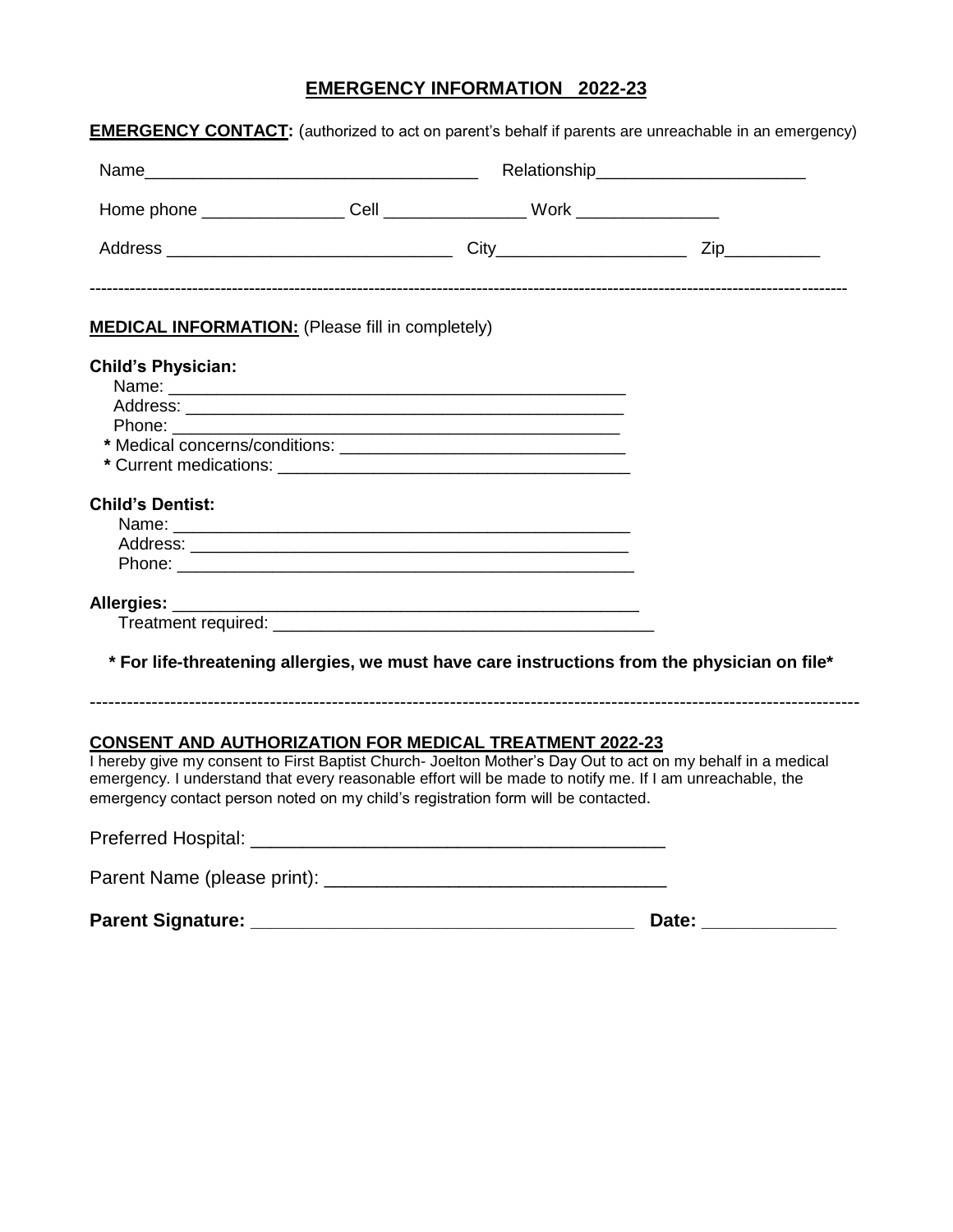## EMERGENCY INFORMATION 2022-23

**EMERGENCY CONTACT:** (authorized to act on parent's behalf if parents are unreachable in an emergency)

Name___________________________________ Relationship______________________

Home phone _______________ Cell _______________ Work _______________

Address ______________________________ City____________________ Zip__________

---

**MEDICAL INFORMATION:** (Please fill in completely)

**Child's Physician:**

Name: _________________________________________________

Address: _______________________________________________

Phone: ________________________________________________

**\*** Medical concerns/conditions: ______________________________

**\*** Current medications: _____________________________________

**Child's Dentist:**

Name: _________________________________________________

Address: _______________________________________________

Phone: ________________________________________________

**Allergies:** __________________________________________________

Treatment required: ________________________________________

**\* For life-threatening allergies, we must have care instructions from the physician on file\***

---

**CONSENT AND AUTHORIZATION FOR MEDICAL TREATMENT 2022-23**

I hereby give my consent to First Baptist Church- Joelton Mother's Day Out to act on my behalf in a medical emergency. I understand that every reasonable effort will be made to notify me. If I am unreachable, the emergency contact person noted on my child's registration form will be contacted.

Preferred Hospital: ________________________________________

Parent Name (please print): _________________________________

**Parent Signature:** _____________________________________ **Date:** _____________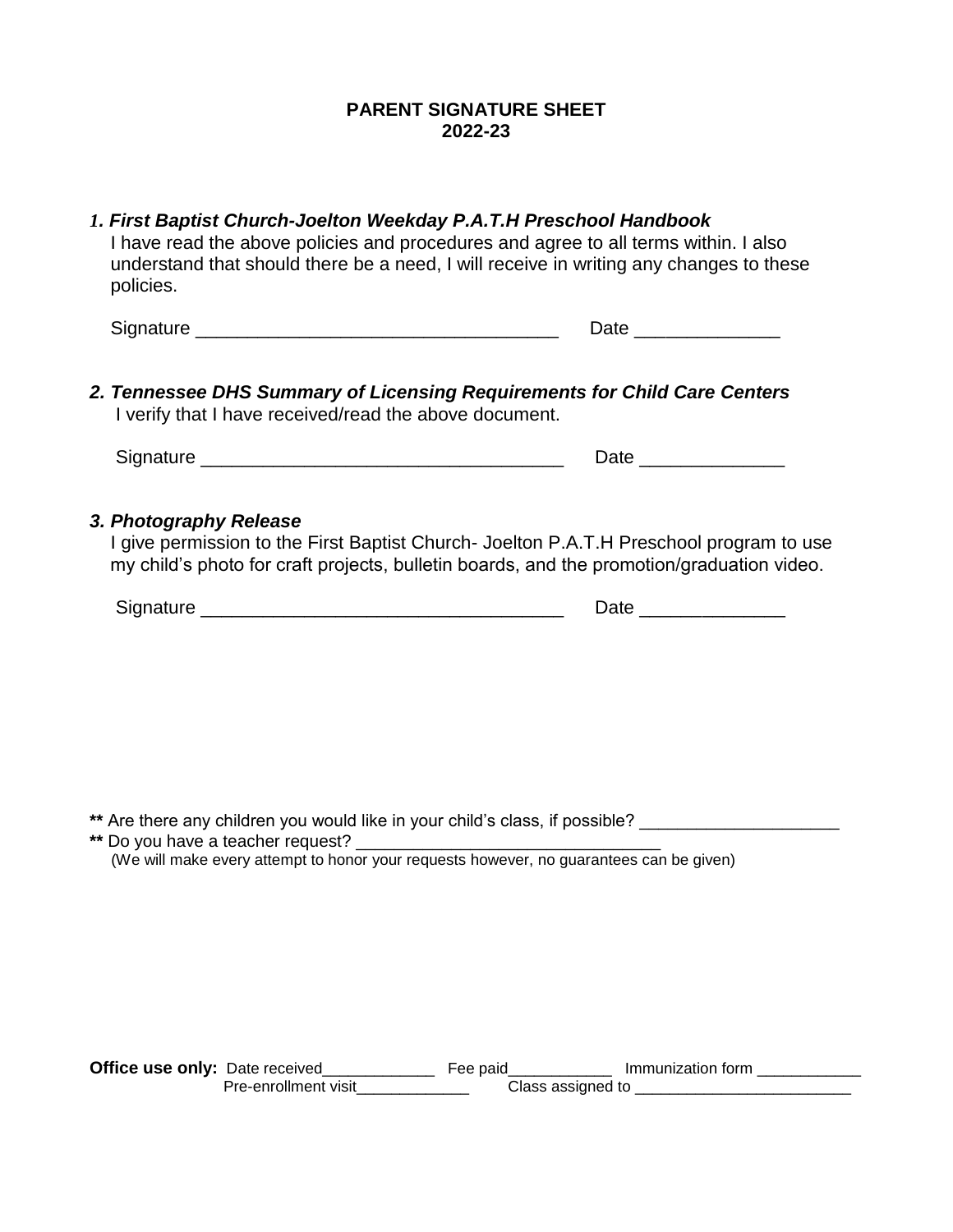**PARENT SIGNATURE SHEET**
**2022-23**

***1. First Baptist Church-Joelton Weekday P.A.T.H Preschool Handbook***

I have read the above policies and procedures and agree to all terms within. I also understand that should there be a need, I will receive in writing any changes to these policies.

Signature ___________________________________ Date ______________

***2. Tennessee DHS Summary of Licensing Requirements for Child Care Centers***

I verify that I have received/read the above document.

Signature ___________________________________ Date ______________

***3. Photography Release***

I give permission to the First Baptist Church- Joelton P.A.T.H Preschool program to use my child's photo for craft projects, bulletin boards, and the promotion/graduation video.

Signature ___________________________________ Date ______________

**\*\*** Are there any children you would like in your child's class, if possible? ____________________

**\*\*** Do you have a teacher request? _______________________________

(We will make every attempt to honor your requests however, no guarantees can be given)

**Office use only:** Date received_____________ Fee paid____________ Immunization form ____________

Pre-enrollment visit_____________ Class assigned to _________________________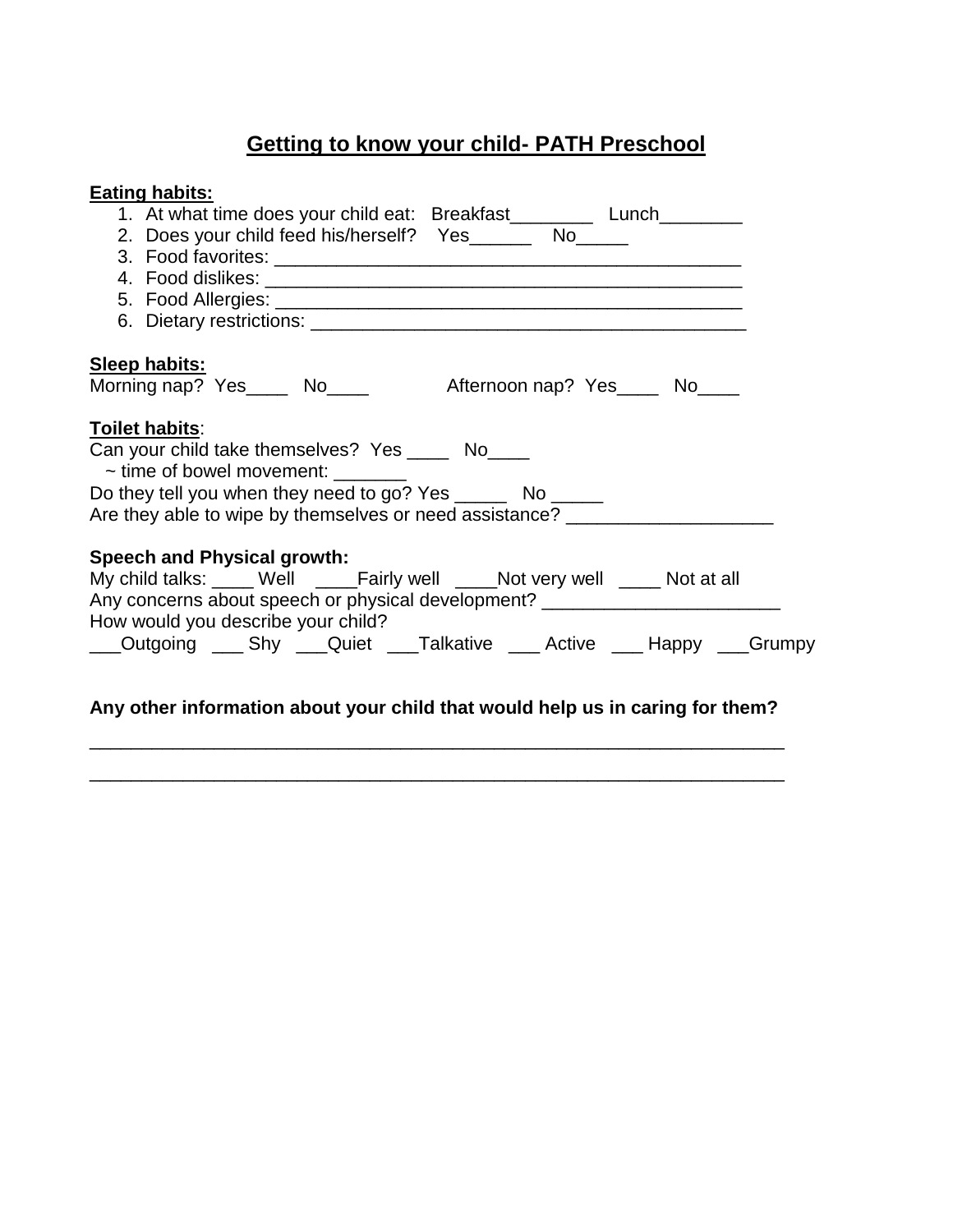# Getting to know your child- PATH Preschool

**Eating habits:**

1. At what time does your child eat: Breakfast________ Lunch________
2. Does your child feed his/herself? Yes______ No_____
3. Food favorites: _____________________________________________
4. Food dislikes: ______________________________________________
5. Food Allergies: _____________________________________________
6. Dietary restrictions: _________________________________________

**Sleep habits:**

Morning nap? Yes____ No____ Afternoon nap? Yes____ No____

**Toilet habits**:

Can your child take themselves? Yes ____ No____

~ time of bowel movement: _______

Do they tell you when they need to go? Yes _____ No _____

Are they able to wipe by themselves or need assistance? ___________________

**Speech and Physical growth:**

My child talks: ____ Well ____Fairly well ____Not very well ____ Not at all

Any concerns about speech or physical development? ______________________

How would you describe your child?

___Outgoing ___ Shy ___Quiet ___Talkative ___ Active ___ Happy ___Grumpy

**Any other information about your child that would help us in caring for them?**

__________________________________________________________________

__________________________________________________________________